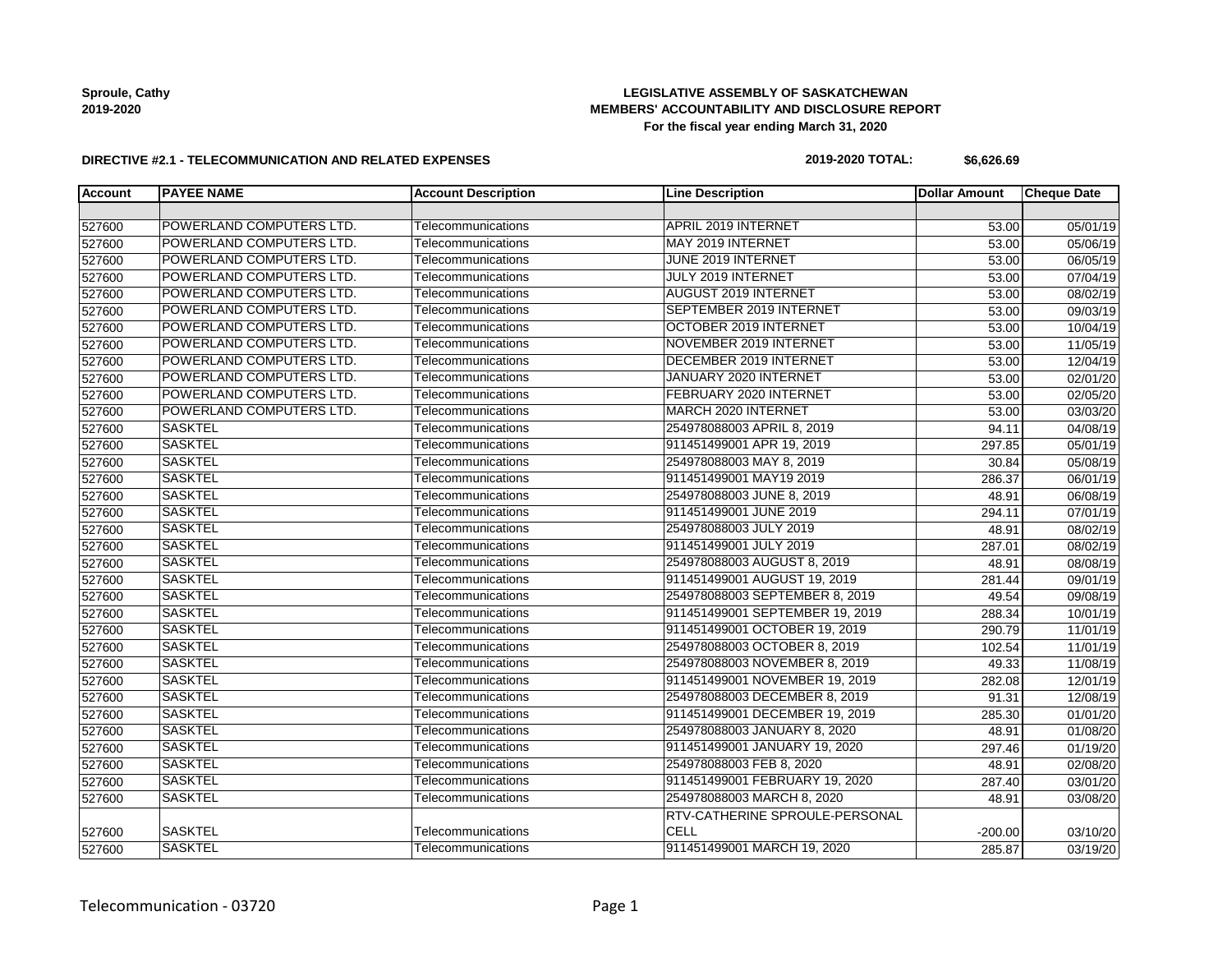**Sproule, Cathy**
**2019-2020**

**LEGISLATIVE ASSEMBLY OF SASKATCHEWAN**
**MEMBERS' ACCOUNTABILITY AND DISCLOSURE REPORT**
**For the fiscal year ending March 31, 2020**

**DIRECTIVE #2.1 - TELECOMMUNICATION AND RELATED EXPENSES**

**2019-2020 TOTAL: $6,626.69**

| Account | PAYEE NAME | Account Description | Line Description | Dollar Amount | Cheque Date |
|---|---|---|---|---|---|
| | | | | | |
| 527600 | POWERLAND COMPUTERS LTD. | Telecommunications | APRIL 2019 INTERNET | 53.00 | 05/01/19 |
| 527600 | POWERLAND COMPUTERS LTD. | Telecommunications | MAY 2019 INTERNET | 53.00 | 05/06/19 |
| 527600 | POWERLAND COMPUTERS LTD. | Telecommunications | JUNE 2019 INTERNET | 53.00 | 06/05/19 |
| 527600 | POWERLAND COMPUTERS LTD. | Telecommunications | JULY 2019 INTERNET | 53.00 | 07/04/19 |
| 527600 | POWERLAND COMPUTERS LTD. | Telecommunications | AUGUST 2019 INTERNET | 53.00 | 08/02/19 |
| 527600 | POWERLAND COMPUTERS LTD. | Telecommunications | SEPTEMBER 2019 INTERNET | 53.00 | 09/03/19 |
| 527600 | POWERLAND COMPUTERS LTD. | Telecommunications | OCTOBER 2019 INTERNET | 53.00 | 10/04/19 |
| 527600 | POWERLAND COMPUTERS LTD. | Telecommunications | NOVEMBER 2019 INTERNET | 53.00 | 11/05/19 |
| 527600 | POWERLAND COMPUTERS LTD. | Telecommunications | DECEMBER 2019 INTERNET | 53.00 | 12/04/19 |
| 527600 | POWERLAND COMPUTERS LTD. | Telecommunications | JANUARY 2020 INTERNET | 53.00 | 02/01/20 |
| 527600 | POWERLAND COMPUTERS LTD. | Telecommunications | FEBRUARY 2020 INTERNET | 53.00 | 02/05/20 |
| 527600 | POWERLAND COMPUTERS LTD. | Telecommunications | MARCH 2020 INTERNET | 53.00 | 03/03/20 |
| 527600 | SASKTEL | Telecommunications | 254978088003 APRIL 8, 2019 | 94.11 | 04/08/19 |
| 527600 | SASKTEL | Telecommunications | 911451499001 APR 19, 2019 | 297.85 | 05/01/19 |
| 527600 | SASKTEL | Telecommunications | 254978088003 MAY 8, 2019 | 30.84 | 05/08/19 |
| 527600 | SASKTEL | Telecommunications | 911451499001 MAY19 2019 | 286.37 | 06/01/19 |
| 527600 | SASKTEL | Telecommunications | 254978088003 JUNE 8, 2019 | 48.91 | 06/08/19 |
| 527600 | SASKTEL | Telecommunications | 911451499001 JUNE 2019 | 294.11 | 07/01/19 |
| 527600 | SASKTEL | Telecommunications | 254978088003 JULY 2019 | 48.91 | 08/02/19 |
| 527600 | SASKTEL | Telecommunications | 911451499001 JULY 2019 | 287.01 | 08/02/19 |
| 527600 | SASKTEL | Telecommunications | 254978088003 AUGUST 8, 2019 | 48.91 | 08/08/19 |
| 527600 | SASKTEL | Telecommunications | 911451499001 AUGUST 19, 2019 | 281.44 | 09/01/19 |
| 527600 | SASKTEL | Telecommunications | 254978088003 SEPTEMBER 8, 2019 | 49.54 | 09/08/19 |
| 527600 | SASKTEL | Telecommunications | 911451499001 SEPTEMBER 19, 2019 | 288.34 | 10/01/19 |
| 527600 | SASKTEL | Telecommunications | 911451499001 OCTOBER 19, 2019 | 290.79 | 11/01/19 |
| 527600 | SASKTEL | Telecommunications | 254978088003 OCTOBER 8, 2019 | 102.54 | 11/01/19 |
| 527600 | SASKTEL | Telecommunications | 254978088003 NOVEMBER 8, 2019 | 49.33 | 11/08/19 |
| 527600 | SASKTEL | Telecommunications | 911451499001 NOVEMBER 19, 2019 | 282.08 | 12/01/19 |
| 527600 | SASKTEL | Telecommunications | 254978088003 DECEMBER 8, 2019 | 91.31 | 12/08/19 |
| 527600 | SASKTEL | Telecommunications | 911451499001 DECEMBER 19, 2019 | 285.30 | 01/01/20 |
| 527600 | SASKTEL | Telecommunications | 254978088003 JANUARY 8, 2020 | 48.91 | 01/08/20 |
| 527600 | SASKTEL | Telecommunications | 911451499001 JANUARY 19, 2020 | 297.46 | 01/19/20 |
| 527600 | SASKTEL | Telecommunications | 254978088003 FEB 8, 2020 | 48.91 | 02/08/20 |
| 527600 | SASKTEL | Telecommunications | 911451499001 FEBRUARY 19, 2020 | 287.40 | 03/01/20 |
| 527600 | SASKTEL | Telecommunications | 254978088003 MARCH 8, 2020 | 48.91 | 03/08/20 |
| 527600 | SASKTEL | Telecommunications | RTV-CATHERINE SPROULE-PERSONAL CELL | -200.00 | 03/10/20 |
| 527600 | SASKTEL | Telecommunications | 911451499001 MARCH 19, 2020 | 285.87 | 03/19/20 |

Telecommunication - 03720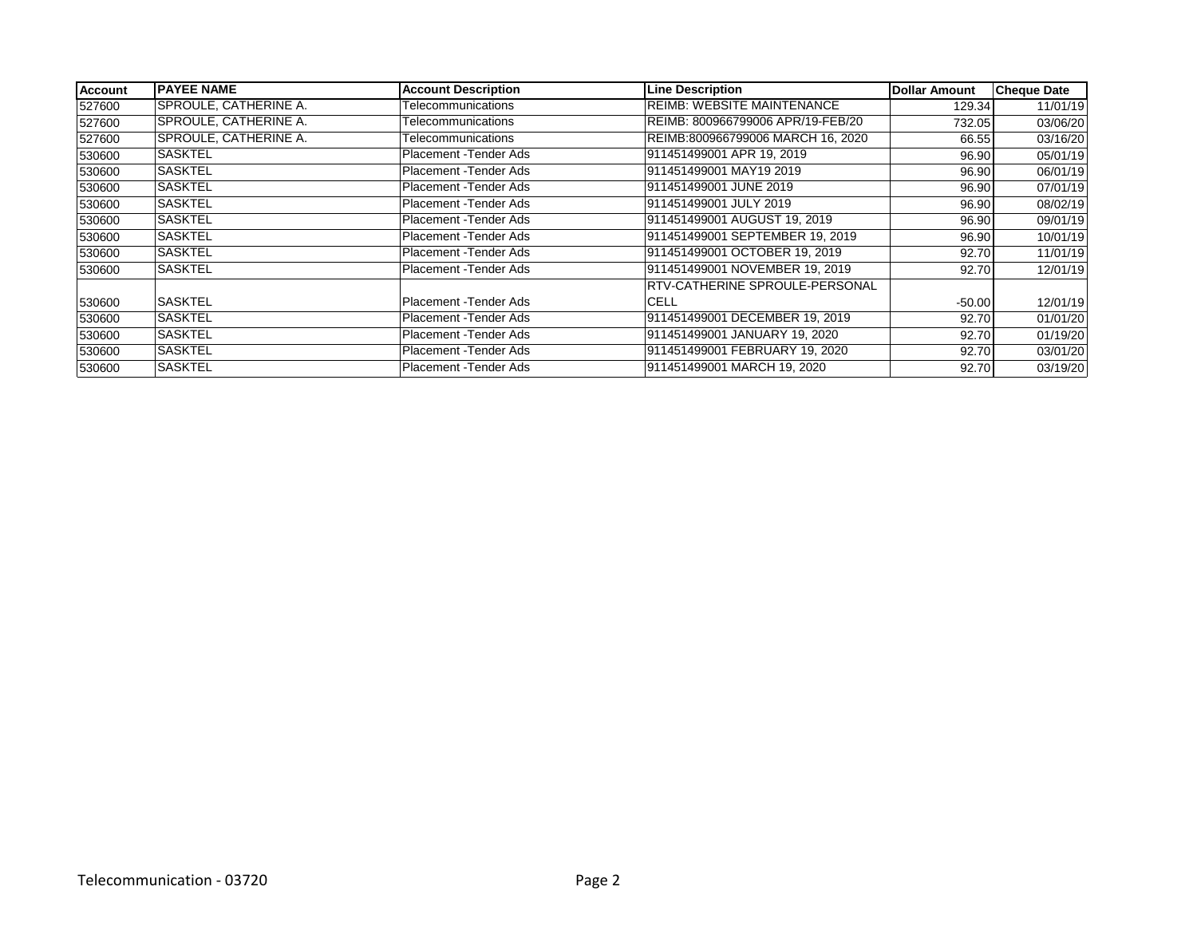| Account | PAYEE NAME | Account Description | Line Description | Dollar Amount | Cheque Date |
|---|---|---|---|---|---|
| 527600 | SPROULE, CATHERINE A. | Telecommunications | REIMB: WEBSITE MAINTENANCE | 129.34 | 11/01/19 |
| 527600 | SPROULE, CATHERINE A. | Telecommunications | REIMB: 800966799006 APR/19-FEB/20 | 732.05 | 03/06/20 |
| 527600 | SPROULE, CATHERINE A. | Telecommunications | REIMB:800966799006 MARCH 16, 2020 | 66.55 | 03/16/20 |
| 530600 | SASKTEL | Placement -Tender Ads | 911451499001 APR 19, 2019 | 96.90 | 05/01/19 |
| 530600 | SASKTEL | Placement -Tender Ads | 911451499001 MAY19 2019 | 96.90 | 06/01/19 |
| 530600 | SASKTEL | Placement -Tender Ads | 911451499001 JUNE 2019 | 96.90 | 07/01/19 |
| 530600 | SASKTEL | Placement -Tender Ads | 911451499001 JULY 2019 | 96.90 | 08/02/19 |
| 530600 | SASKTEL | Placement -Tender Ads | 911451499001 AUGUST 19, 2019 | 96.90 | 09/01/19 |
| 530600 | SASKTEL | Placement -Tender Ads | 911451499001 SEPTEMBER 19, 2019 | 96.90 | 10/01/19 |
| 530600 | SASKTEL | Placement -Tender Ads | 911451499001 OCTOBER 19, 2019 | 92.70 | 11/01/19 |
| 530600 | SASKTEL | Placement -Tender Ads | 911451499001 NOVEMBER 19, 2019 | 92.70 | 12/01/19 |
| 530600 | SASKTEL | Placement -Tender Ads | RTV-CATHERINE SPROULE-PERSONAL CELL | -50.00 | 12/01/19 |
| 530600 | SASKTEL | Placement -Tender Ads | 911451499001 DECEMBER 19, 2019 | 92.70 | 01/01/20 |
| 530600 | SASKTEL | Placement -Tender Ads | 911451499001 JANUARY 19, 2020 | 92.70 | 01/19/20 |
| 530600 | SASKTEL | Placement -Tender Ads | 911451499001 FEBRUARY 19, 2020 | 92.70 | 03/01/20 |
| 530600 | SASKTEL | Placement -Tender Ads | 911451499001 MARCH 19, 2020 | 92.70 | 03/19/20 |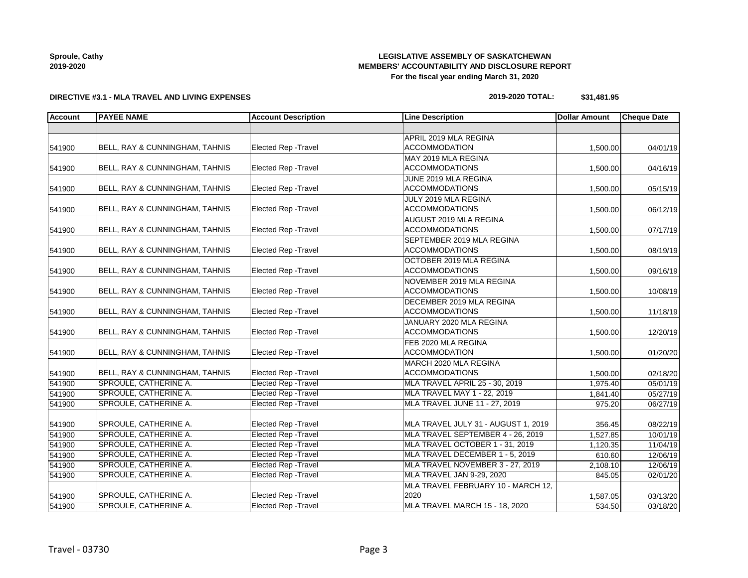Sproule, Cathy
2019-2020

**LEGISLATIVE ASSEMBLY OF SASKATCHEWAN**
**MEMBERS' ACCOUNTABILITY AND DISCLOSURE REPORT**
**For the fiscal year ending March 31, 2020**

**DIRECTIVE #3.1 - MLA TRAVEL AND LIVING EXPENSES**

**2019-2020 TOTAL: $31,481.95**

| Account | PAYEE NAME | Account Description | Line Description | Dollar Amount | Cheque Date |
|---|---|---|---|---|---|
| | | | | | |
| 541900 | BELL, RAY & CUNNINGHAM, TAHNIS | Elected Rep -Travel | APRIL 2019 MLA REGINA ACCOMMODATION | 1,500.00 | 04/01/19 |
| 541900 | BELL, RAY & CUNNINGHAM, TAHNIS | Elected Rep -Travel | MAY 2019 MLA REGINA ACCOMMODATIONS | 1,500.00 | 04/16/19 |
| 541900 | BELL, RAY & CUNNINGHAM, TAHNIS | Elected Rep -Travel | JUNE 2019 MLA REGINA ACCOMMODATIONS | 1,500.00 | 05/15/19 |
| 541900 | BELL, RAY & CUNNINGHAM, TAHNIS | Elected Rep -Travel | JULY 2019 MLA REGINA ACCOMMODATIONS | 1,500.00 | 06/12/19 |
| 541900 | BELL, RAY & CUNNINGHAM, TAHNIS | Elected Rep -Travel | AUGUST 2019 MLA REGINA ACCOMMODATIONS | 1,500.00 | 07/17/19 |
| 541900 | BELL, RAY & CUNNINGHAM, TAHNIS | Elected Rep -Travel | SEPTEMBER 2019 MLA REGINA ACCOMMODATIONS | 1,500.00 | 08/19/19 |
| 541900 | BELL, RAY & CUNNINGHAM, TAHNIS | Elected Rep -Travel | OCTOBER 2019 MLA REGINA ACCOMMODATIONS | 1,500.00 | 09/16/19 |
| 541900 | BELL, RAY & CUNNINGHAM, TAHNIS | Elected Rep -Travel | NOVEMBER 2019 MLA REGINA ACCOMMODATIONS | 1,500.00 | 10/08/19 |
| 541900 | BELL, RAY & CUNNINGHAM, TAHNIS | Elected Rep -Travel | DECEMBER 2019 MLA REGINA ACCOMMODATIONS | 1,500.00 | 11/18/19 |
| 541900 | BELL, RAY & CUNNINGHAM, TAHNIS | Elected Rep -Travel | JANUARY 2020 MLA REGINA ACCOMMODATIONS | 1,500.00 | 12/20/19 |
| 541900 | BELL, RAY & CUNNINGHAM, TAHNIS | Elected Rep -Travel | FEB 2020 MLA REGINA ACCOMMODATION | 1,500.00 | 01/20/20 |
| 541900 | BELL, RAY & CUNNINGHAM, TAHNIS | Elected Rep -Travel | MARCH 2020 MLA REGINA ACCOMMODATIONS | 1,500.00 | 02/18/20 |
| 541900 | SPROULE, CATHERINE A. | Elected Rep -Travel | MLA TRAVEL APRIL 25 - 30, 2019 | 1,975.40 | 05/01/19 |
| 541900 | SPROULE, CATHERINE A. | Elected Rep -Travel | MLA TRAVEL MAY 1 - 22, 2019 | 1,841.40 | 05/27/19 |
| 541900 | SPROULE, CATHERINE A. | Elected Rep -Travel | MLA TRAVEL JUNE 11 - 27, 2019 | 975.20 | 06/27/19 |
| 541900 | SPROULE, CATHERINE A. | Elected Rep -Travel | MLA TRAVEL JULY 31 - AUGUST 1, 2019 | 356.45 | 08/22/19 |
| 541900 | SPROULE, CATHERINE A. | Elected Rep -Travel | MLA TRAVEL SEPTEMBER 4 - 26, 2019 | 1,527.85 | 10/01/19 |
| 541900 | SPROULE, CATHERINE A. | Elected Rep -Travel | MLA TRAVEL OCTOBER 1 - 31, 2019 | 1,120.35 | 11/04/19 |
| 541900 | SPROULE, CATHERINE A. | Elected Rep -Travel | MLA TRAVEL DECEMBER 1 - 5, 2019 | 610.60 | 12/06/19 |
| 541900 | SPROULE, CATHERINE A. | Elected Rep -Travel | MLA TRAVEL NOVEMBER 3 - 27, 2019 | 2,108.10 | 12/06/19 |
| 541900 | SPROULE, CATHERINE A. | Elected Rep -Travel | MLA TRAVEL JAN 9-29, 2020 | 845.05 | 02/01/20 |
| 541900 | SPROULE, CATHERINE A. | Elected Rep -Travel | MLA TRAVEL FEBRUARY 10 - MARCH 12, 2020 | 1,587.05 | 03/13/20 |
| 541900 | SPROULE, CATHERINE A. | Elected Rep -Travel | MLA TRAVEL MARCH 15 - 18, 2020 | 534.50 | 03/18/20 |

Travel - 03730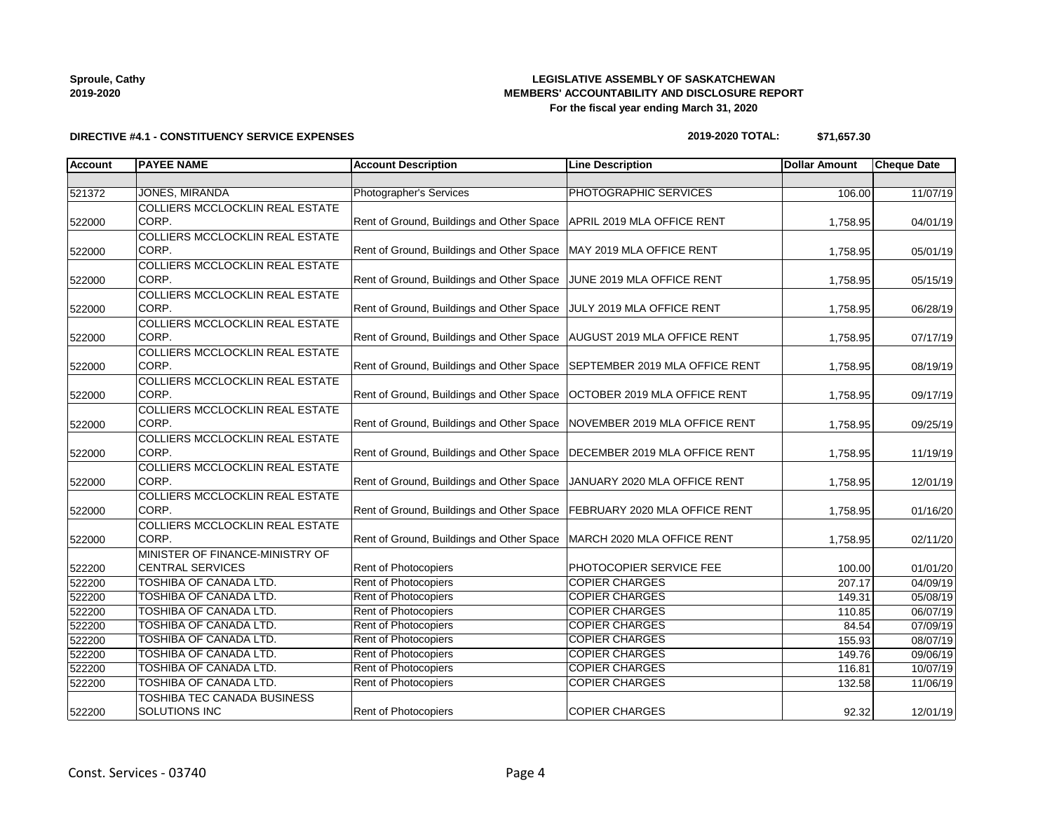Sproule, Cathy
2019-2020

**LEGISLATIVE ASSEMBLY OF SASKATCHEWAN**
**MEMBERS' ACCOUNTABILITY AND DISCLOSURE REPORT**
**For the fiscal year ending March 31, 2020**

**DIRECTIVE #4.1 - CONSTITUENCY SERVICE EXPENSES**

**2019-2020 TOTAL: $71,657.30**

| Account | PAYEE NAME | Account Description | Line Description | Dollar Amount | Cheque Date |
|---|---|---|---|---|---|
| | | | | | |
| 521372 | JONES, MIRANDA | Photographer's Services | PHOTOGRAPHIC SERVICES | 106.00 | 11/07/19 |
| 522000 | COLLIERS MCCLOCKLIN REAL ESTATE CORP. | Rent of Ground, Buildings and Other Space | APRIL 2019 MLA OFFICE RENT | 1,758.95 | 04/01/19 |
| 522000 | COLLIERS MCCLOCKLIN REAL ESTATE CORP. | Rent of Ground, Buildings and Other Space | MAY 2019 MLA OFFICE RENT | 1,758.95 | 05/01/19 |
| 522000 | COLLIERS MCCLOCKLIN REAL ESTATE CORP. | Rent of Ground, Buildings and Other Space | JUNE 2019 MLA OFFICE RENT | 1,758.95 | 05/15/19 |
| 522000 | COLLIERS MCCLOCKLIN REAL ESTATE CORP. | Rent of Ground, Buildings and Other Space | JULY 2019 MLA OFFICE RENT | 1,758.95 | 06/28/19 |
| 522000 | COLLIERS MCCLOCKLIN REAL ESTATE CORP. | Rent of Ground, Buildings and Other Space | AUGUST 2019 MLA OFFICE RENT | 1,758.95 | 07/17/19 |
| 522000 | COLLIERS MCCLOCKLIN REAL ESTATE CORP. | Rent of Ground, Buildings and Other Space | SEPTEMBER 2019 MLA OFFICE RENT | 1,758.95 | 08/19/19 |
| 522000 | COLLIERS MCCLOCKLIN REAL ESTATE CORP. | Rent of Ground, Buildings and Other Space | OCTOBER 2019 MLA OFFICE RENT | 1,758.95 | 09/17/19 |
| 522000 | COLLIERS MCCLOCKLIN REAL ESTATE CORP. | Rent of Ground, Buildings and Other Space | NOVEMBER 2019 MLA OFFICE RENT | 1,758.95 | 09/25/19 |
| 522000 | COLLIERS MCCLOCKLIN REAL ESTATE CORP. | Rent of Ground, Buildings and Other Space | DECEMBER 2019 MLA OFFICE RENT | 1,758.95 | 11/19/19 |
| 522000 | COLLIERS MCCLOCKLIN REAL ESTATE CORP. | Rent of Ground, Buildings and Other Space | JANUARY 2020 MLA OFFICE RENT | 1,758.95 | 12/01/19 |
| 522000 | COLLIERS MCCLOCKLIN REAL ESTATE CORP. | Rent of Ground, Buildings and Other Space | FEBRUARY 2020 MLA OFFICE RENT | 1,758.95 | 01/16/20 |
| 522000 | COLLIERS MCCLOCKLIN REAL ESTATE CORP. | Rent of Ground, Buildings and Other Space | MARCH 2020 MLA OFFICE RENT | 1,758.95 | 02/11/20 |
| 522200 | MINISTER OF FINANCE-MINISTRY OF CENTRAL SERVICES | Rent of Photocopiers | PHOTOCOPIER SERVICE FEE | 100.00 | 01/01/20 |
| 522200 | TOSHIBA OF CANADA LTD. | Rent of Photocopiers | COPIER CHARGES | 207.17 | 04/09/19 |
| 522200 | TOSHIBA OF CANADA LTD. | Rent of Photocopiers | COPIER CHARGES | 149.31 | 05/08/19 |
| 522200 | TOSHIBA OF CANADA LTD. | Rent of Photocopiers | COPIER CHARGES | 110.85 | 06/07/19 |
| 522200 | TOSHIBA OF CANADA LTD. | Rent of Photocopiers | COPIER CHARGES | 84.54 | 07/09/19 |
| 522200 | TOSHIBA OF CANADA LTD. | Rent of Photocopiers | COPIER CHARGES | 155.93 | 08/07/19 |
| 522200 | TOSHIBA OF CANADA LTD. | Rent of Photocopiers | COPIER CHARGES | 149.76 | 09/06/19 |
| 522200 | TOSHIBA OF CANADA LTD. | Rent of Photocopiers | COPIER CHARGES | 116.81 | 10/07/19 |
| 522200 | TOSHIBA OF CANADA LTD. | Rent of Photocopiers | COPIER CHARGES | 132.58 | 11/06/19 |
| 522200 | TOSHIBA TEC CANADA BUSINESS SOLUTIONS INC | Rent of Photocopiers | COPIER CHARGES | 92.32 | 12/01/19 |

Const. Services - 03740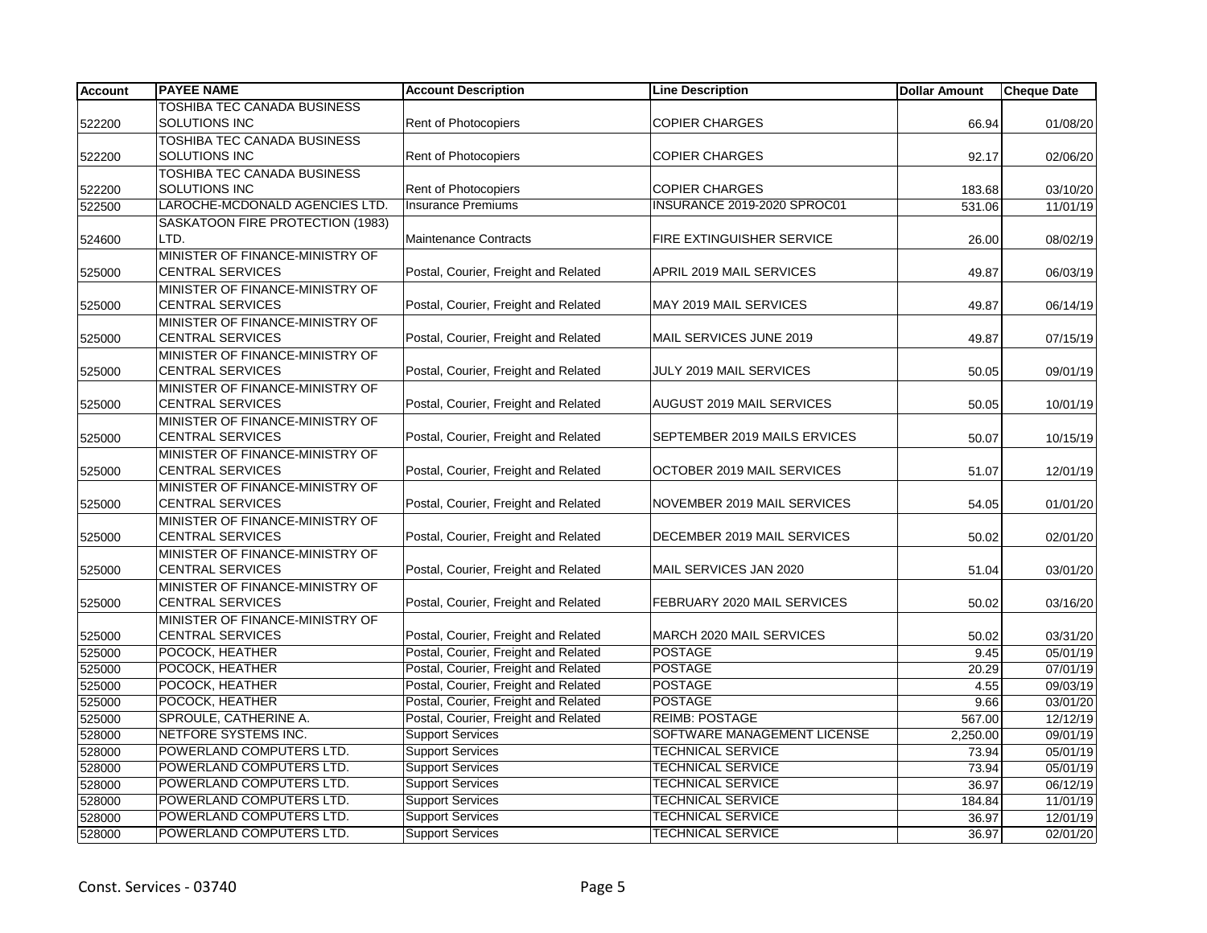| Account | PAYEE NAME | Account Description | Line Description | Dollar Amount | Cheque Date |
| --- | --- | --- | --- | --- | --- |
| 522200 | TOSHIBA TEC CANADA BUSINESS SOLUTIONS INC | Rent of Photocopiers | COPIER CHARGES | 66.94 | 01/08/20 |
| 522200 | TOSHIBA TEC CANADA BUSINESS SOLUTIONS INC | Rent of Photocopiers | COPIER CHARGES | 92.17 | 02/06/20 |
| 522200 | TOSHIBA TEC CANADA BUSINESS SOLUTIONS INC | Rent of Photocopiers | COPIER CHARGES | 183.68 | 03/10/20 |
| 522500 | LAROCHE-MCDONALD AGENCIES LTD. | Insurance Premiums | INSURANCE 2019-2020 SPROC01 | 531.06 | 11/01/19 |
| 524600 | SASKATOON FIRE PROTECTION (1983) LTD. | Maintenance Contracts | FIRE EXTINGUISHER SERVICE | 26.00 | 08/02/19 |
| 525000 | MINISTER OF FINANCE-MINISTRY OF CENTRAL SERVICES | Postal, Courier, Freight and Related | APRIL 2019 MAIL SERVICES | 49.87 | 06/03/19 |
| 525000 | MINISTER OF FINANCE-MINISTRY OF CENTRAL SERVICES | Postal, Courier, Freight and Related | MAY 2019 MAIL SERVICES | 49.87 | 06/14/19 |
| 525000 | MINISTER OF FINANCE-MINISTRY OF CENTRAL SERVICES | Postal, Courier, Freight and Related | MAIL SERVICES JUNE 2019 | 49.87 | 07/15/19 |
| 525000 | MINISTER OF FINANCE-MINISTRY OF CENTRAL SERVICES | Postal, Courier, Freight and Related | JULY 2019 MAIL SERVICES | 50.05 | 09/01/19 |
| 525000 | MINISTER OF FINANCE-MINISTRY OF CENTRAL SERVICES | Postal, Courier, Freight and Related | AUGUST 2019 MAIL SERVICES | 50.05 | 10/01/19 |
| 525000 | MINISTER OF FINANCE-MINISTRY OF CENTRAL SERVICES | Postal, Courier, Freight and Related | SEPTEMBER 2019 MAILS ERVICES | 50.07 | 10/15/19 |
| 525000 | MINISTER OF FINANCE-MINISTRY OF CENTRAL SERVICES | Postal, Courier, Freight and Related | OCTOBER 2019 MAIL SERVICES | 51.07 | 12/01/19 |
| 525000 | MINISTER OF FINANCE-MINISTRY OF CENTRAL SERVICES | Postal, Courier, Freight and Related | NOVEMBER 2019 MAIL SERVICES | 54.05 | 01/01/20 |
| 525000 | MINISTER OF FINANCE-MINISTRY OF CENTRAL SERVICES | Postal, Courier, Freight and Related | DECEMBER 2019 MAIL SERVICES | 50.02 | 02/01/20 |
| 525000 | MINISTER OF FINANCE-MINISTRY OF CENTRAL SERVICES | Postal, Courier, Freight and Related | MAIL SERVICES JAN 2020 | 51.04 | 03/01/20 |
| 525000 | MINISTER OF FINANCE-MINISTRY OF CENTRAL SERVICES | Postal, Courier, Freight and Related | FEBRUARY 2020 MAIL SERVICES | 50.02 | 03/16/20 |
| 525000 | MINISTER OF FINANCE-MINISTRY OF CENTRAL SERVICES | Postal, Courier, Freight and Related | MARCH 2020 MAIL SERVICES | 50.02 | 03/31/20 |
| 525000 | POCOCK, HEATHER | Postal, Courier, Freight and Related | POSTAGE | 9.45 | 05/01/19 |
| 525000 | POCOCK, HEATHER | Postal, Courier, Freight and Related | POSTAGE | 20.29 | 07/01/19 |
| 525000 | POCOCK, HEATHER | Postal, Courier, Freight and Related | POSTAGE | 4.55 | 09/03/19 |
| 525000 | POCOCK, HEATHER | Postal, Courier, Freight and Related | POSTAGE | 9.66 | 03/01/20 |
| 525000 | SPROULE, CATHERINE A. | Postal, Courier, Freight and Related | REIMB: POSTAGE | 567.00 | 12/12/19 |
| 528000 | NETFORE SYSTEMS INC. | Support Services | SOFTWARE MANAGEMENT LICENSE | 2,250.00 | 09/01/19 |
| 528000 | POWERLAND COMPUTERS LTD. | Support Services | TECHNICAL SERVICE | 73.94 | 05/01/19 |
| 528000 | POWERLAND COMPUTERS LTD. | Support Services | TECHNICAL SERVICE | 73.94 | 05/01/19 |
| 528000 | POWERLAND COMPUTERS LTD. | Support Services | TECHNICAL SERVICE | 36.97 | 06/12/19 |
| 528000 | POWERLAND COMPUTERS LTD. | Support Services | TECHNICAL SERVICE | 184.84 | 11/01/19 |
| 528000 | POWERLAND COMPUTERS LTD. | Support Services | TECHNICAL SERVICE | 36.97 | 12/01/19 |
| 528000 | POWERLAND COMPUTERS LTD. | Support Services | TECHNICAL SERVICE | 36.97 | 02/01/20 |

Const. Services - 03740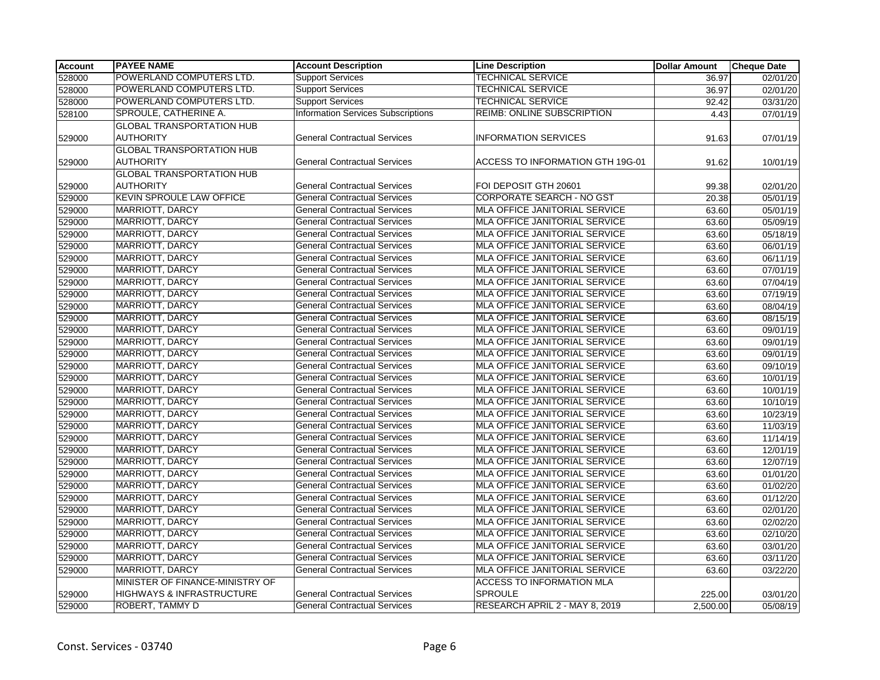| Account | PAYEE NAME | Account Description | Line Description | Dollar Amount | Cheque Date |
|---|---|---|---|---|---|
| 528000 | POWERLAND COMPUTERS LTD. | Support Services | TECHNICAL SERVICE | 36.97 | 02/01/20 |
| 528000 | POWERLAND COMPUTERS LTD. | Support Services | TECHNICAL SERVICE | 36.97 | 02/01/20 |
| 528000 | POWERLAND COMPUTERS LTD. | Support Services | TECHNICAL SERVICE | 92.42 | 03/31/20 |
| 528100 | SPROULE, CATHERINE A. | Information Services Subscriptions | REIMB: ONLINE SUBSCRIPTION | 4.43 | 07/01/19 |
| 529000 | GLOBAL TRANSPORTATION HUB AUTHORITY | General Contractual Services | INFORMATION SERVICES | 91.63 | 07/01/19 |
| 529000 | GLOBAL TRANSPORTATION HUB AUTHORITY | General Contractual Services | ACCESS TO INFORMATION GTH 19G-01 | 91.62 | 10/01/19 |
| 529000 | GLOBAL TRANSPORTATION HUB AUTHORITY | General Contractual Services | FOI DEPOSIT GTH 20601 | 99.38 | 02/01/20 |
| 529000 | KEVIN SPROULE LAW OFFICE | General Contractual Services | CORPORATE SEARCH - NO GST | 20.38 | 05/01/19 |
| 529000 | MARRIOTT, DARCY | General Contractual Services | MLA OFFICE JANITORIAL SERVICE | 63.60 | 05/01/19 |
| 529000 | MARRIOTT, DARCY | General Contractual Services | MLA OFFICE JANITORIAL SERVICE | 63.60 | 05/09/19 |
| 529000 | MARRIOTT, DARCY | General Contractual Services | MLA OFFICE JANITORIAL SERVICE | 63.60 | 05/18/19 |
| 529000 | MARRIOTT, DARCY | General Contractual Services | MLA OFFICE JANITORIAL SERVICE | 63.60 | 06/01/19 |
| 529000 | MARRIOTT, DARCY | General Contractual Services | MLA OFFICE JANITORIAL SERVICE | 63.60 | 06/11/19 |
| 529000 | MARRIOTT, DARCY | General Contractual Services | MLA OFFICE JANITORIAL SERVICE | 63.60 | 07/01/19 |
| 529000 | MARRIOTT, DARCY | General Contractual Services | MLA OFFICE JANITORIAL SERVICE | 63.60 | 07/04/19 |
| 529000 | MARRIOTT, DARCY | General Contractual Services | MLA OFFICE JANITORIAL SERVICE | 63.60 | 07/19/19 |
| 529000 | MARRIOTT, DARCY | General Contractual Services | MLA OFFICE JANITORIAL SERVICE | 63.60 | 08/04/19 |
| 529000 | MARRIOTT, DARCY | General Contractual Services | MLA OFFICE JANITORIAL SERVICE | 63.60 | 08/15/19 |
| 529000 | MARRIOTT, DARCY | General Contractual Services | MLA OFFICE JANITORIAL SERVICE | 63.60 | 09/01/19 |
| 529000 | MARRIOTT, DARCY | General Contractual Services | MLA OFFICE JANITORIAL SERVICE | 63.60 | 09/01/19 |
| 529000 | MARRIOTT, DARCY | General Contractual Services | MLA OFFICE JANITORIAL SERVICE | 63.60 | 09/01/19 |
| 529000 | MARRIOTT, DARCY | General Contractual Services | MLA OFFICE JANITORIAL SERVICE | 63.60 | 09/10/19 |
| 529000 | MARRIOTT, DARCY | General Contractual Services | MLA OFFICE JANITORIAL SERVICE | 63.60 | 10/01/19 |
| 529000 | MARRIOTT, DARCY | General Contractual Services | MLA OFFICE JANITORIAL SERVICE | 63.60 | 10/01/19 |
| 529000 | MARRIOTT, DARCY | General Contractual Services | MLA OFFICE JANITORIAL SERVICE | 63.60 | 10/10/19 |
| 529000 | MARRIOTT, DARCY | General Contractual Services | MLA OFFICE JANITORIAL SERVICE | 63.60 | 10/23/19 |
| 529000 | MARRIOTT, DARCY | General Contractual Services | MLA OFFICE JANITORIAL SERVICE | 63.60 | 11/03/19 |
| 529000 | MARRIOTT, DARCY | General Contractual Services | MLA OFFICE JANITORIAL SERVICE | 63.60 | 11/14/19 |
| 529000 | MARRIOTT, DARCY | General Contractual Services | MLA OFFICE JANITORIAL SERVICE | 63.60 | 12/01/19 |
| 529000 | MARRIOTT, DARCY | General Contractual Services | MLA OFFICE JANITORIAL SERVICE | 63.60 | 12/07/19 |
| 529000 | MARRIOTT, DARCY | General Contractual Services | MLA OFFICE JANITORIAL SERVICE | 63.60 | 01/01/20 |
| 529000 | MARRIOTT, DARCY | General Contractual Services | MLA OFFICE JANITORIAL SERVICE | 63.60 | 01/02/20 |
| 529000 | MARRIOTT, DARCY | General Contractual Services | MLA OFFICE JANITORIAL SERVICE | 63.60 | 01/12/20 |
| 529000 | MARRIOTT, DARCY | General Contractual Services | MLA OFFICE JANITORIAL SERVICE | 63.60 | 02/01/20 |
| 529000 | MARRIOTT, DARCY | General Contractual Services | MLA OFFICE JANITORIAL SERVICE | 63.60 | 02/02/20 |
| 529000 | MARRIOTT, DARCY | General Contractual Services | MLA OFFICE JANITORIAL SERVICE | 63.60 | 02/10/20 |
| 529000 | MARRIOTT, DARCY | General Contractual Services | MLA OFFICE JANITORIAL SERVICE | 63.60 | 03/01/20 |
| 529000 | MARRIOTT, DARCY | General Contractual Services | MLA OFFICE JANITORIAL SERVICE | 63.60 | 03/11/20 |
| 529000 | MARRIOTT, DARCY | General Contractual Services | MLA OFFICE JANITORIAL SERVICE | 63.60 | 03/22/20 |
| 529000 | MINISTER OF FINANCE-MINISTRY OF HIGHWAYS & INFRASTRUCTURE | General Contractual Services | ACCESS TO INFORMATION MLA SPROULE | 225.00 | 03/01/20 |
| 529000 | ROBERT, TAMMY D | General Contractual Services | RESEARCH APRIL 2 - MAY 8, 2019 | 2,500.00 | 05/08/19 |

Const. Services - 03740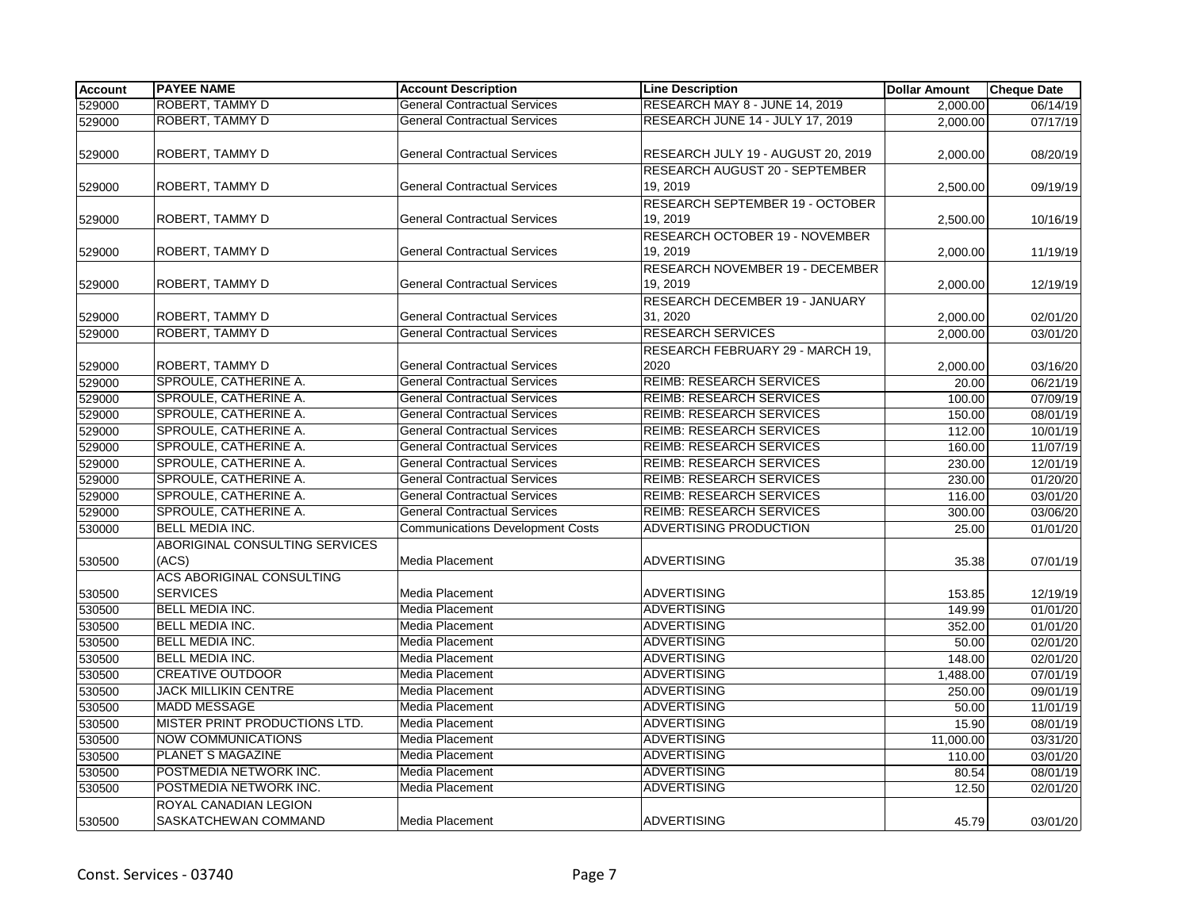| Account | PAYEE NAME | Account Description | Line Description | Dollar Amount | Cheque Date |
|---|---|---|---|---|---|
| 529000 | ROBERT, TAMMY D | General Contractual Services | RESEARCH MAY 8 - JUNE 14, 2019 | 2,000.00 | 06/14/19 |
| 529000 | ROBERT, TAMMY D | General Contractual Services | RESEARCH JUNE 14 - JULY 17, 2019 | 2,000.00 | 07/17/19 |
| 529000 | ROBERT, TAMMY D | General Contractual Services | RESEARCH JULY 19 - AUGUST 20, 2019 | 2,000.00 | 08/20/19 |
| 529000 | ROBERT, TAMMY D | General Contractual Services | RESEARCH AUGUST 20 - SEPTEMBER 19, 2019 | 2,500.00 | 09/19/19 |
| 529000 | ROBERT, TAMMY D | General Contractual Services | RESEARCH SEPTEMBER 19 - OCTOBER 19, 2019 | 2,500.00 | 10/16/19 |
| 529000 | ROBERT, TAMMY D | General Contractual Services | RESEARCH OCTOBER 19 - NOVEMBER 19, 2019 | 2,000.00 | 11/19/19 |
| 529000 | ROBERT, TAMMY D | General Contractual Services | RESEARCH NOVEMBER 19 - DECEMBER 19, 2019 | 2,000.00 | 12/19/19 |
| 529000 | ROBERT, TAMMY D | General Contractual Services | RESEARCH DECEMBER 19 - JANUARY 31, 2020 | 2,000.00 | 02/01/20 |
| 529000 | ROBERT, TAMMY D | General Contractual Services | RESEARCH SERVICES | 2,000.00 | 03/01/20 |
| 529000 | ROBERT, TAMMY D | General Contractual Services | RESEARCH FEBRUARY 29 - MARCH 19, 2020 | 2,000.00 | 03/16/20 |
| 529000 | SPROULE, CATHERINE A. | General Contractual Services | REIMB: RESEARCH SERVICES | 20.00 | 06/21/19 |
| 529000 | SPROULE, CATHERINE A. | General Contractual Services | REIMB: RESEARCH SERVICES | 100.00 | 07/09/19 |
| 529000 | SPROULE, CATHERINE A. | General Contractual Services | REIMB: RESEARCH SERVICES | 150.00 | 08/01/19 |
| 529000 | SPROULE, CATHERINE A. | General Contractual Services | REIMB: RESEARCH SERVICES | 112.00 | 10/01/19 |
| 529000 | SPROULE, CATHERINE A. | General Contractual Services | REIMB: RESEARCH SERVICES | 160.00 | 11/07/19 |
| 529000 | SPROULE, CATHERINE A. | General Contractual Services | REIMB: RESEARCH SERVICES | 230.00 | 12/01/19 |
| 529000 | SPROULE, CATHERINE A. | General Contractual Services | REIMB: RESEARCH SERVICES | 230.00 | 01/20/20 |
| 529000 | SPROULE, CATHERINE A. | General Contractual Services | REIMB: RESEARCH SERVICES | 116.00 | 03/01/20 |
| 529000 | SPROULE, CATHERINE A. | General Contractual Services | REIMB: RESEARCH SERVICES | 300.00 | 03/06/20 |
| 530000 | BELL MEDIA INC. | Communications Development Costs | ADVERTISING PRODUCTION | 25.00 | 01/01/20 |
| 530500 | ABORIGINAL CONSULTING SERVICES (ACS) | Media Placement | ADVERTISING | 35.38 | 07/01/19 |
| 530500 | ACS ABORIGINAL CONSULTING SERVICES | Media Placement | ADVERTISING | 153.85 | 12/19/19 |
| 530500 | BELL MEDIA INC. | Media Placement | ADVERTISING | 149.99 | 01/01/20 |
| 530500 | BELL MEDIA INC. | Media Placement | ADVERTISING | 352.00 | 01/01/20 |
| 530500 | BELL MEDIA INC. | Media Placement | ADVERTISING | 50.00 | 02/01/20 |
| 530500 | BELL MEDIA INC. | Media Placement | ADVERTISING | 148.00 | 02/01/20 |
| 530500 | CREATIVE OUTDOOR | Media Placement | ADVERTISING | 1,488.00 | 07/01/19 |
| 530500 | JACK MILLIKIN CENTRE | Media Placement | ADVERTISING | 250.00 | 09/01/19 |
| 530500 | MADD MESSAGE | Media Placement | ADVERTISING | 50.00 | 11/01/19 |
| 530500 | MISTER PRINT PRODUCTIONS LTD. | Media Placement | ADVERTISING | 15.90 | 08/01/19 |
| 530500 | NOW COMMUNICATIONS | Media Placement | ADVERTISING | 11,000.00 | 03/31/20 |
| 530500 | PLANET S MAGAZINE | Media Placement | ADVERTISING | 110.00 | 03/01/20 |
| 530500 | POSTMEDIA NETWORK INC. | Media Placement | ADVERTISING | 80.54 | 08/01/19 |
| 530500 | POSTMEDIA NETWORK INC. | Media Placement | ADVERTISING | 12.50 | 02/01/20 |
| 530500 | ROYAL CANADIAN LEGION SASKATCHEWAN COMMAND | Media Placement | ADVERTISING | 45.79 | 03/01/20 |

Const. Services - 03740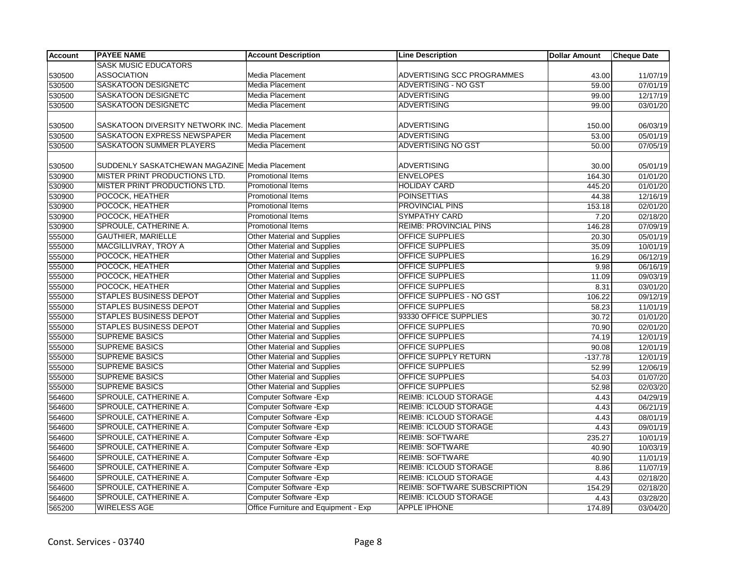| Account | PAYEE NAME | Account Description | Line Description | Dollar Amount | Cheque Date |
|---|---|---|---|---|---|
| 530500 | SASK MUSIC EDUCATORS ASSOCIATION | Media Placement | ADVERTISING SCC PROGRAMMES | 43.00 | 11/07/19 |
| 530500 | SASKATOON DESIGNETC | Media Placement | ADVERTISING - NO GST | 59.00 | 07/01/19 |
| 530500 | SASKATOON DESIGNETC | Media Placement | ADVERTISING | 99.00 | 12/17/19 |
| 530500 | SASKATOON DESIGNETC | Media Placement | ADVERTISING | 99.00 | 03/01/20 |
| 530500 | SASKATOON DIVERSITY NETWORK INC. | Media Placement | ADVERTISING | 150.00 | 06/03/19 |
| 530500 | SASKATOON EXPRESS NEWSPAPER | Media Placement | ADVERTISING | 53.00 | 05/01/19 |
| 530500 | SASKATOON SUMMER PLAYERS | Media Placement | ADVERTISING NO GST | 50.00 | 07/05/19 |
| 530500 | SUDDENLY SASKATCHEWAN MAGAZINE | Media Placement | ADVERTISING | 30.00 | 05/01/19 |
| 530900 | MISTER PRINT PRODUCTIONS LTD. | Promotional Items | ENVELOPES | 164.30 | 01/01/20 |
| 530900 | MISTER PRINT PRODUCTIONS LTD. | Promotional Items | HOLIDAY CARD | 445.20 | 01/01/20 |
| 530900 | POCOCK, HEATHER | Promotional Items | POINSETTIAS | 44.38 | 12/16/19 |
| 530900 | POCOCK, HEATHER | Promotional Items | PROVINCIAL PINS | 153.18 | 02/01/20 |
| 530900 | POCOCK, HEATHER | Promotional Items | SYMPATHY CARD | 7.20 | 02/18/20 |
| 530900 | SPROULE, CATHERINE A. | Promotional Items | REIMB: PROVINCIAL PINS | 146.28 | 07/09/19 |
| 555000 | GAUTHIER, MARIELLE | Other Material and Supplies | OFFICE SUPPLIES | 20.30 | 05/01/19 |
| 555000 | MACGILLIVRAY, TROY A | Other Material and Supplies | OFFICE SUPPLIES | 35.09 | 10/01/19 |
| 555000 | POCOCK, HEATHER | Other Material and Supplies | OFFICE SUPPLIES | 16.29 | 06/12/19 |
| 555000 | POCOCK, HEATHER | Other Material and Supplies | OFFICE SUPPLIES | 9.98 | 06/16/19 |
| 555000 | POCOCK, HEATHER | Other Material and Supplies | OFFICE SUPPLIES | 11.09 | 09/03/19 |
| 555000 | POCOCK, HEATHER | Other Material and Supplies | OFFICE SUPPLIES | 8.31 | 03/01/20 |
| 555000 | STAPLES BUSINESS DEPOT | Other Material and Supplies | OFFICE SUPPLIES - NO GST | 106.22 | 09/12/19 |
| 555000 | STAPLES BUSINESS DEPOT | Other Material and Supplies | OFFICE SUPPLIES | 58.23 | 11/01/19 |
| 555000 | STAPLES BUSINESS DEPOT | Other Material and Supplies | 93330 OFFICE SUPPLIES | 30.72 | 01/01/20 |
| 555000 | STAPLES BUSINESS DEPOT | Other Material and Supplies | OFFICE SUPPLIES | 70.90 | 02/01/20 |
| 555000 | SUPREME BASICS | Other Material and Supplies | OFFICE SUPPLIES | 74.19 | 12/01/19 |
| 555000 | SUPREME BASICS | Other Material and Supplies | OFFICE SUPPLIES | 90.08 | 12/01/19 |
| 555000 | SUPREME BASICS | Other Material and Supplies | OFFICE SUPPLY RETURN | -137.78 | 12/01/19 |
| 555000 | SUPREME BASICS | Other Material and Supplies | OFFICE SUPPLIES | 52.99 | 12/06/19 |
| 555000 | SUPREME BASICS | Other Material and Supplies | OFFICE SUPPLIES | 54.03 | 01/07/20 |
| 555000 | SUPREME BASICS | Other Material and Supplies | OFFICE SUPPLIES | 52.98 | 02/03/20 |
| 564600 | SPROULE, CATHERINE A. | Computer Software -Exp | REIMB: ICLOUD STORAGE | 4.43 | 04/29/19 |
| 564600 | SPROULE, CATHERINE A. | Computer Software -Exp | REIMB: ICLOUD STORAGE | 4.43 | 06/21/19 |
| 564600 | SPROULE, CATHERINE A. | Computer Software -Exp | REIMB: ICLOUD STORAGE | 4.43 | 08/01/19 |
| 564600 | SPROULE, CATHERINE A. | Computer Software -Exp | REIMB: ICLOUD STORAGE | 4.43 | 09/01/19 |
| 564600 | SPROULE, CATHERINE A. | Computer Software -Exp | REIMB: SOFTWARE | 235.27 | 10/01/19 |
| 564600 | SPROULE, CATHERINE A. | Computer Software -Exp | REIMB: SOFTWARE | 40.90 | 10/03/19 |
| 564600 | SPROULE, CATHERINE A. | Computer Software -Exp | REIMB: SOFTWARE | 40.90 | 11/01/19 |
| 564600 | SPROULE, CATHERINE A. | Computer Software -Exp | REIMB: ICLOUD STORAGE | 8.86 | 11/07/19 |
| 564600 | SPROULE, CATHERINE A. | Computer Software -Exp | REIMB: ICLOUD STORAGE | 4.43 | 02/18/20 |
| 564600 | SPROULE, CATHERINE A. | Computer Software -Exp | REIMB: SOFTWARE SUBSCRIPTION | 154.29 | 02/18/20 |
| 564600 | SPROULE, CATHERINE A. | Computer Software -Exp | REIMB: ICLOUD STORAGE | 4.43 | 03/28/20 |
| 565200 | WIRELESS AGE | Office Furniture and Equipment - Exp | APPLE IPHONE | 174.89 | 03/04/20 |

Const. Services - 03740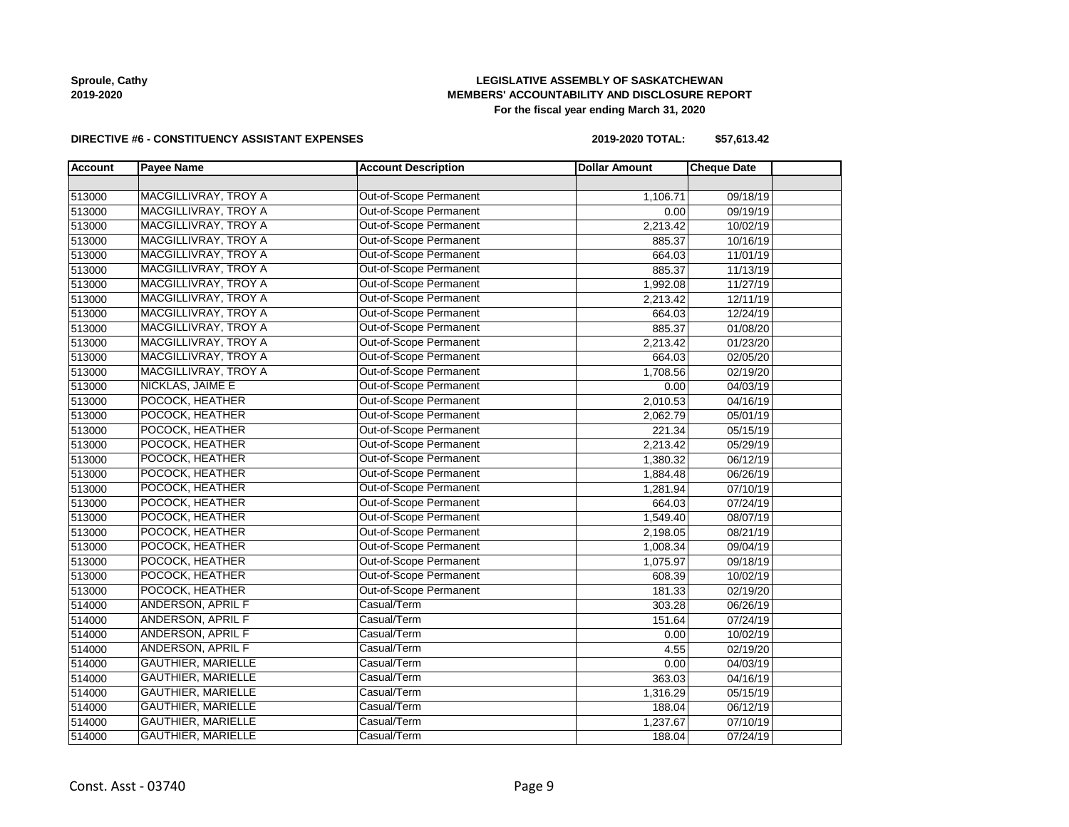**Sproule, Cathy**
**2019-2020**

**LEGISLATIVE ASSEMBLY OF SASKATCHEWAN**
**MEMBERS' ACCOUNTABILITY AND DISCLOSURE REPORT**
**For the fiscal year ending March 31, 2020**

**DIRECTIVE #6 - CONSTITUENCY ASSISTANT EXPENSES**

**2019-2020 TOTAL: $57,613.42**

| Account | Payee Name | Account Description | Dollar Amount | Cheque Date | |
|---|---|---|---|---|---|
| | | | | | |
| 513000 | MACGILLIVRAY, TROY A | Out-of-Scope Permanent | 1,106.71 | 09/18/19 | |
| 513000 | MACGILLIVRAY, TROY A | Out-of-Scope Permanent | 0.00 | 09/19/19 | |
| 513000 | MACGILLIVRAY, TROY A | Out-of-Scope Permanent | 2,213.42 | 10/02/19 | |
| 513000 | MACGILLIVRAY, TROY A | Out-of-Scope Permanent | 885.37 | 10/16/19 | |
| 513000 | MACGILLIVRAY, TROY A | Out-of-Scope Permanent | 664.03 | 11/01/19 | |
| 513000 | MACGILLIVRAY, TROY A | Out-of-Scope Permanent | 885.37 | 11/13/19 | |
| 513000 | MACGILLIVRAY, TROY A | Out-of-Scope Permanent | 1,992.08 | 11/27/19 | |
| 513000 | MACGILLIVRAY, TROY A | Out-of-Scope Permanent | 2,213.42 | 12/11/19 | |
| 513000 | MACGILLIVRAY, TROY A | Out-of-Scope Permanent | 664.03 | 12/24/19 | |
| 513000 | MACGILLIVRAY, TROY A | Out-of-Scope Permanent | 885.37 | 01/08/20 | |
| 513000 | MACGILLIVRAY, TROY A | Out-of-Scope Permanent | 2,213.42 | 01/23/20 | |
| 513000 | MACGILLIVRAY, TROY A | Out-of-Scope Permanent | 664.03 | 02/05/20 | |
| 513000 | MACGILLIVRAY, TROY A | Out-of-Scope Permanent | 1,708.56 | 02/19/20 | |
| 513000 | NICKLAS, JAIME E | Out-of-Scope Permanent | 0.00 | 04/03/19 | |
| 513000 | POCOCK, HEATHER | Out-of-Scope Permanent | 2,010.53 | 04/16/19 | |
| 513000 | POCOCK, HEATHER | Out-of-Scope Permanent | 2,062.79 | 05/01/19 | |
| 513000 | POCOCK, HEATHER | Out-of-Scope Permanent | 221.34 | 05/15/19 | |
| 513000 | POCOCK, HEATHER | Out-of-Scope Permanent | 2,213.42 | 05/29/19 | |
| 513000 | POCOCK, HEATHER | Out-of-Scope Permanent | 1,380.32 | 06/12/19 | |
| 513000 | POCOCK, HEATHER | Out-of-Scope Permanent | 1,884.48 | 06/26/19 | |
| 513000 | POCOCK, HEATHER | Out-of-Scope Permanent | 1,281.94 | 07/10/19 | |
| 513000 | POCOCK, HEATHER | Out-of-Scope Permanent | 664.03 | 07/24/19 | |
| 513000 | POCOCK, HEATHER | Out-of-Scope Permanent | 1,549.40 | 08/07/19 | |
| 513000 | POCOCK, HEATHER | Out-of-Scope Permanent | 2,198.05 | 08/21/19 | |
| 513000 | POCOCK, HEATHER | Out-of-Scope Permanent | 1,008.34 | 09/04/19 | |
| 513000 | POCOCK, HEATHER | Out-of-Scope Permanent | 1,075.97 | 09/18/19 | |
| 513000 | POCOCK, HEATHER | Out-of-Scope Permanent | 608.39 | 10/02/19 | |
| 513000 | POCOCK, HEATHER | Out-of-Scope Permanent | 181.33 | 02/19/20 | |
| 514000 | ANDERSON, APRIL F | Casual/Term | 303.28 | 06/26/19 | |
| 514000 | ANDERSON, APRIL F | Casual/Term | 151.64 | 07/24/19 | |
| 514000 | ANDERSON, APRIL F | Casual/Term | 0.00 | 10/02/19 | |
| 514000 | ANDERSON, APRIL F | Casual/Term | 4.55 | 02/19/20 | |
| 514000 | GAUTHIER, MARIELLE | Casual/Term | 0.00 | 04/03/19 | |
| 514000 | GAUTHIER, MARIELLE | Casual/Term | 363.03 | 04/16/19 | |
| 514000 | GAUTHIER, MARIELLE | Casual/Term | 1,316.29 | 05/15/19 | |
| 514000 | GAUTHIER, MARIELLE | Casual/Term | 188.04 | 06/12/19 | |
| 514000 | GAUTHIER, MARIELLE | Casual/Term | 1,237.67 | 07/10/19 | |
| 514000 | GAUTHIER, MARIELLE | Casual/Term | 188.04 | 07/24/19 | |

Const. Asst - 03740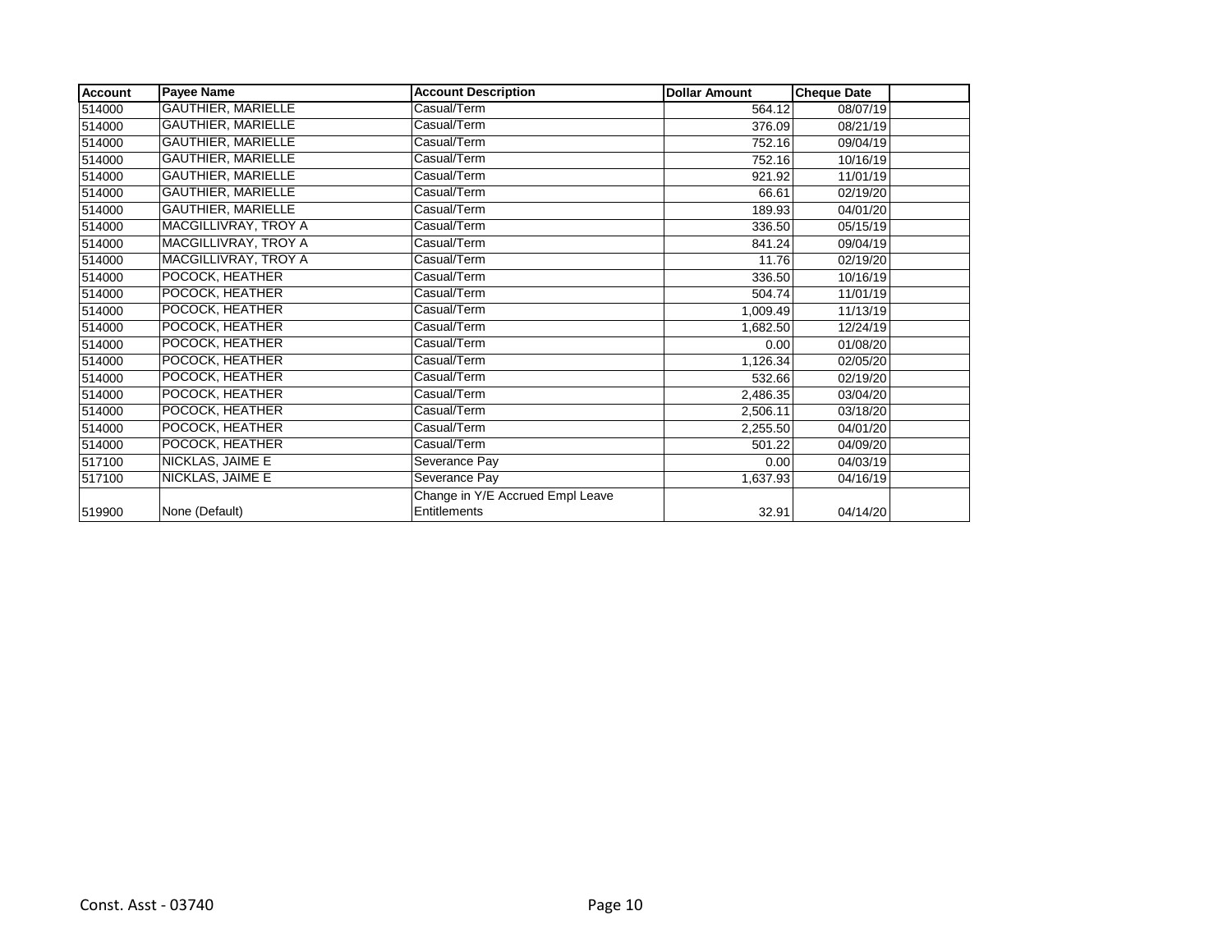| Account | Payee Name | Account Description | Dollar Amount | Cheque Date | |
|---|---|---|---|---|---|
| 514000 | GAUTHIER, MARIELLE | Casual/Term | 564.12 | 08/07/19 | |
| 514000 | GAUTHIER, MARIELLE | Casual/Term | 376.09 | 08/21/19 | |
| 514000 | GAUTHIER, MARIELLE | Casual/Term | 752.16 | 09/04/19 | |
| 514000 | GAUTHIER, MARIELLE | Casual/Term | 752.16 | 10/16/19 | |
| 514000 | GAUTHIER, MARIELLE | Casual/Term | 921.92 | 11/01/19 | |
| 514000 | GAUTHIER, MARIELLE | Casual/Term | 66.61 | 02/19/20 | |
| 514000 | GAUTHIER, MARIELLE | Casual/Term | 189.93 | 04/01/20 | |
| 514000 | MACGILLIVRAY, TROY A | Casual/Term | 336.50 | 05/15/19 | |
| 514000 | MACGILLIVRAY, TROY A | Casual/Term | 841.24 | 09/04/19 | |
| 514000 | MACGILLIVRAY, TROY A | Casual/Term | 11.76 | 02/19/20 | |
| 514000 | POCOCK, HEATHER | Casual/Term | 336.50 | 10/16/19 | |
| 514000 | POCOCK, HEATHER | Casual/Term | 504.74 | 11/01/19 | |
| 514000 | POCOCK, HEATHER | Casual/Term | 1,009.49 | 11/13/19 | |
| 514000 | POCOCK, HEATHER | Casual/Term | 1,682.50 | 12/24/19 | |
| 514000 | POCOCK, HEATHER | Casual/Term | 0.00 | 01/08/20 | |
| 514000 | POCOCK, HEATHER | Casual/Term | 1,126.34 | 02/05/20 | |
| 514000 | POCOCK, HEATHER | Casual/Term | 532.66 | 02/19/20 | |
| 514000 | POCOCK, HEATHER | Casual/Term | 2,486.35 | 03/04/20 | |
| 514000 | POCOCK, HEATHER | Casual/Term | 2,506.11 | 03/18/20 | |
| 514000 | POCOCK, HEATHER | Casual/Term | 2,255.50 | 04/01/20 | |
| 514000 | POCOCK, HEATHER | Casual/Term | 501.22 | 04/09/20 | |
| 517100 | NICKLAS, JAIME E | Severance Pay | 0.00 | 04/03/19 | |
| 517100 | NICKLAS, JAIME E | Severance Pay | 1,637.93 | 04/16/19 | |
| 519900 | None (Default) | Change in Y/E Accrued Empl Leave Entitlements | 32.91 | 04/14/20 | |

Const. Asst - 03740